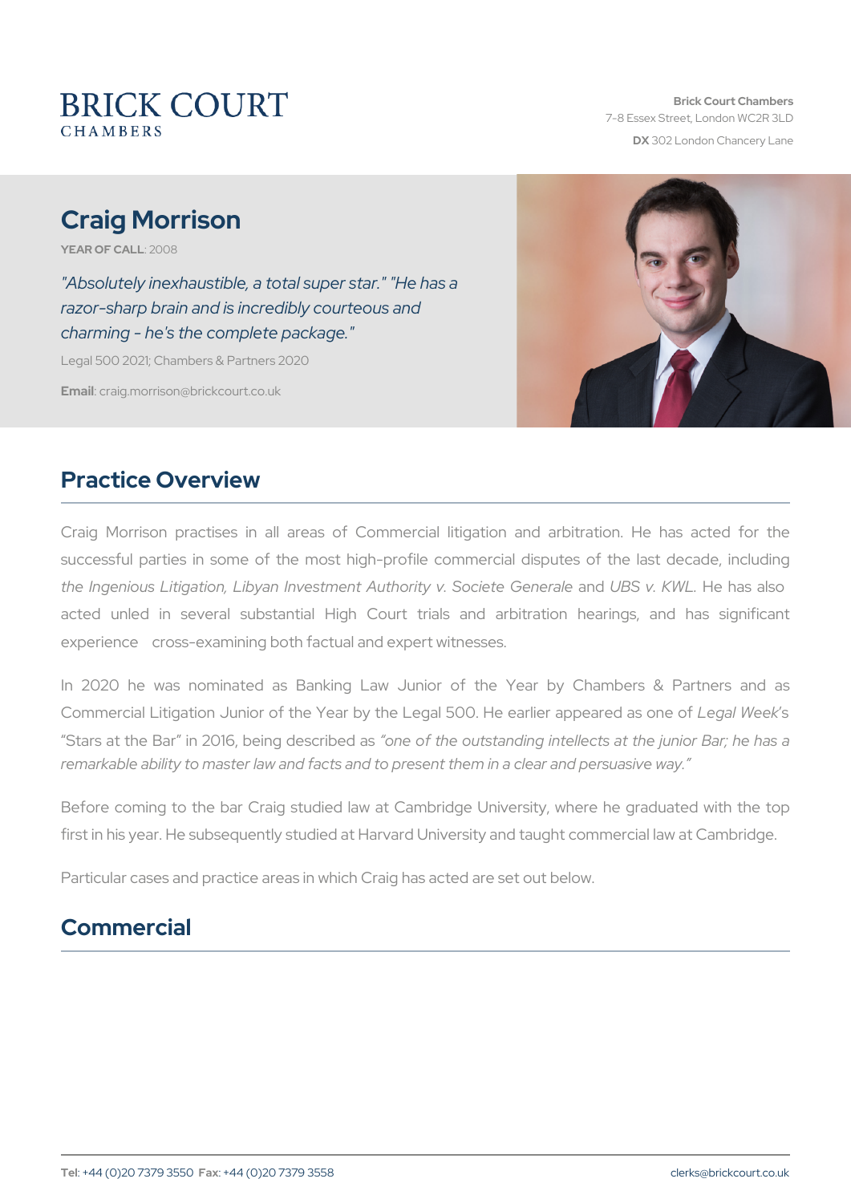BRICK COURT
CHAMBERS

**Brick Court Chambers**
7-8 Essex Street, London WC2R 3LD
**DX** 302 London Chancery Lane

# Craig Morrison

**YEAR OF CALL**: 2008

*"Absolutely inexhaustible, a total super star." "He has a razor-sharp brain and is incredibly courteous and charming - he's the complete package."*

Legal 500 2021; Chambers & Partners 2020

**Email**: craig.morrison@brickcourt.co.uk

## Practice Overview

Craig Morrison practises in all areas of Commercial litigation and arbitration. He has acted for the successful parties in some of the most high-profile commercial disputes of the last decade, including *the Ingenious Litigation, Libyan Investment Authority v. Societe Generale* and *UBS v. KWL*. He has also acted unled in several substantial High Court trials and arbitration hearings, and has significant experience cross-examining both factual and expert witnesses.

In 2020 he was nominated as Banking Law Junior of the Year by Chambers & Partners and as Commercial Litigation Junior of the Year by the Legal 500. He earlier appeared as one of *Legal Week*'s "Stars at the Bar" in 2016, being described as *"one of the outstanding intellects at the junior Bar; he has a remarkable ability to master law and facts and to present them in a clear and persuasive way."*

Before coming to the bar Craig studied law at Cambridge University, where he graduated with the top first in his year. He subsequently studied at Harvard University and taught commercial law at Cambridge.

Particular cases and practice areas in which Craig has acted are set out below.

## Commercial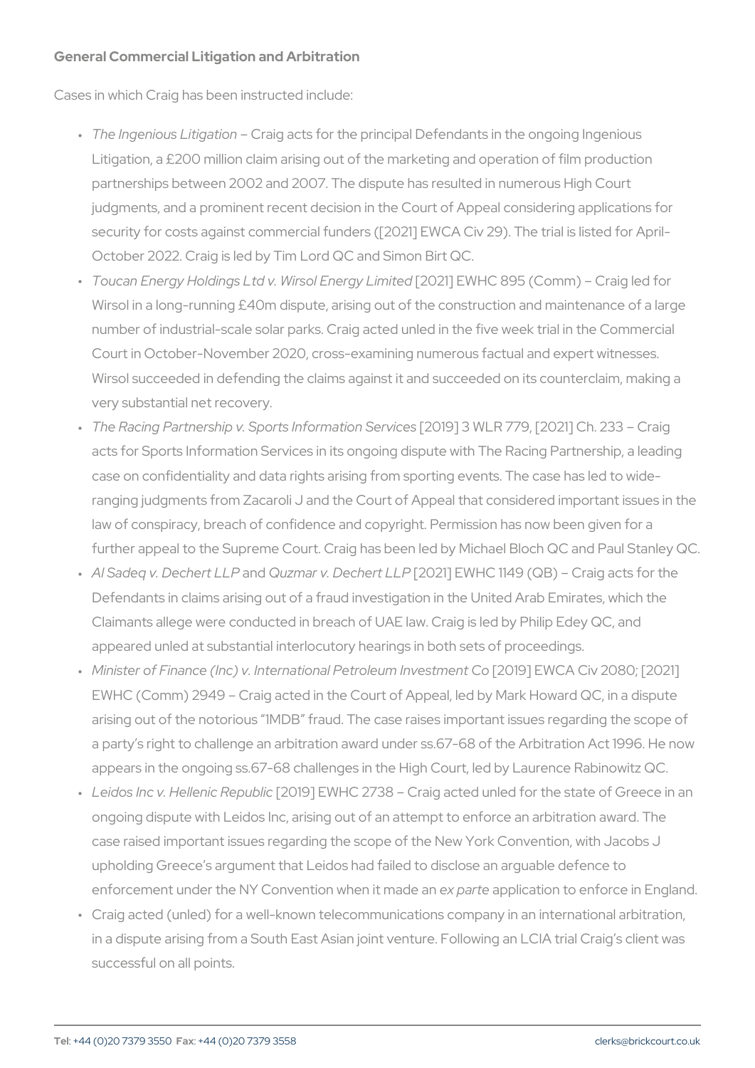### General Commercial Litigation and Arbitration

Cases in which Craig has been instructed include:

- *The Ingenious Litigation* – Craig acts for the principal Defendants in the ongoing Ingenious Litigation, a £200 million claim arising out of the marketing and operation of film production partnerships between 2002 and 2007. The dispute has resulted in numerous High Court judgments, and a prominent recent decision in the Court of Appeal considering applications for security for costs against commercial funders ([2021] EWCA Civ 29). The trial is listed for April-October 2022. Craig is led by Tim Lord QC and Simon Birt QC.
- *Toucan Energy Holdings Ltd v. Wirsol Energy Limited* [2021] EWHC 895 (Comm) – Craig led for Wirsol in a long-running £40m dispute, arising out of the construction and maintenance of a large number of industrial-scale solar parks. Craig acted unled in the five week trial in the Commercial Court in October-November 2020, cross-examining numerous factual and expert witnesses. Wirsol succeeded in defending the claims against it and succeeded on its counterclaim, making a very substantial net recovery.
- *The Racing Partnership v. Sports Information Services* [2019] 3 WLR 779, [2021] Ch. 233 – Craig acts for Sports Information Services in its ongoing dispute with The Racing Partnership, a leading case on confidentiality and data rights arising from sporting events. The case has led to wide-ranging judgments from Zacaroli J and the Court of Appeal that considered important issues in the law of conspiracy, breach of confidence and copyright. Permission has now been given for a further appeal to the Supreme Court. Craig has been led by Michael Bloch QC and Paul Stanley QC.
- *Al Sadeq v. Dechert LLP* and *Quzmar v. Dechert LLP* [2021] EWHC 1149 (QB) – Craig acts for the Defendants in claims arising out of a fraud investigation in the United Arab Emirates, which the Claimants allege were conducted in breach of UAE law. Craig is led by Philip Edey QC, and appeared unled at substantial interlocutory hearings in both sets of proceedings.
- *Minister of Finance (Inc) v. International Petroleum Investment Co* [2019] EWCA Civ 2080; [2021] EWHC (Comm) 2949 – Craig acted in the Court of Appeal, led by Mark Howard QC, in a dispute arising out of the notorious "1MDB" fraud. The case raises important issues regarding the scope of a party's right to challenge an arbitration award under ss.67-68 of the Arbitration Act 1996. He now appears in the ongoing ss.67-68 challenges in the High Court, led by Laurence Rabinowitz QC.
- *Leidos Inc v. Hellenic Republic* [2019] EWHC 2738 – Craig acted unled for the state of Greece in an ongoing dispute with Leidos Inc, arising out of an attempt to enforce an arbitration award. The case raised important issues regarding the scope of the New York Convention, with Jacobs J upholding Greece's argument that Leidos had failed to disclose an arguable defence to enforcement under the NY Convention when it made an *ex parte* application to enforce in England.
- Craig acted (unled) for a well-known telecommunications company in an international arbitration, in a dispute arising from a South East Asian joint venture. Following an LCIA trial Craig's client was successful on all points.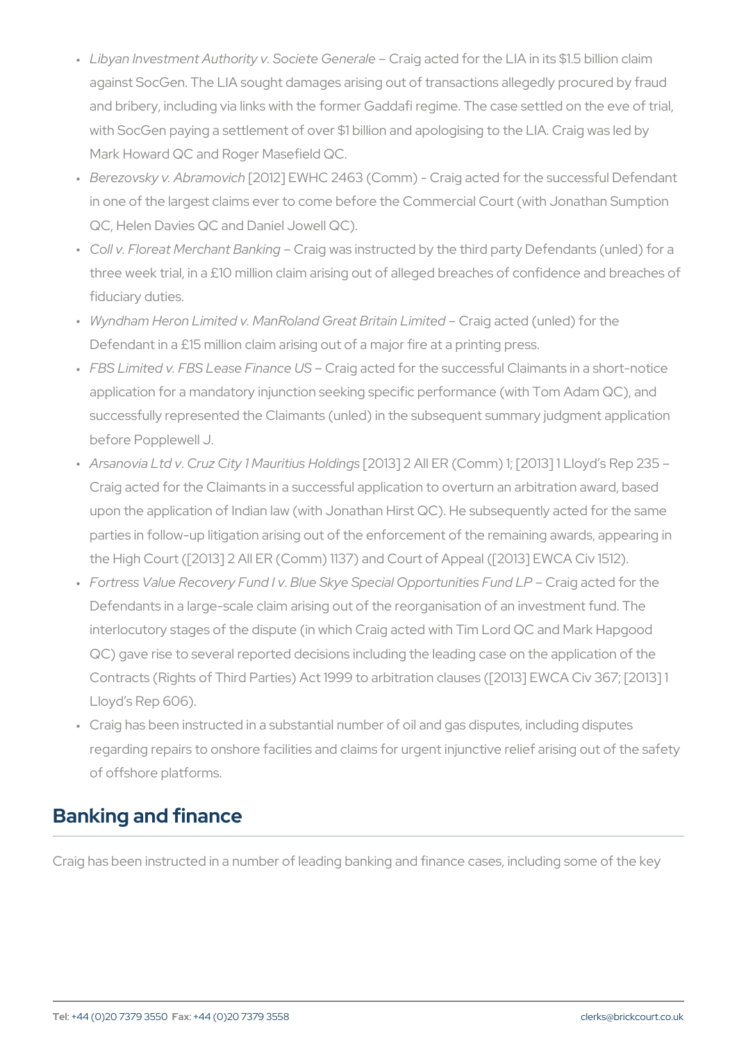- *Libyan Investment Authority v. Societe Generale* – Craig acted for the LIA in its $1.5 billion claim against SocGen. The LIA sought damages arising out of transactions allegedly procured by fraud and bribery, including via links with the former Gaddafi regime. The case settled on the eve of trial, with SocGen paying a settlement of over $1 billion and apologising to the LIA. Craig was led by Mark Howard QC and Roger Masefield QC.
- *Berezovsky v. Abramovich* [2012] EWHC 2463 (Comm) – Craig acted for the successful Defendant in one of the largest claims ever to come before the Commercial Court (with Jonathan Sumption QC, Helen Davies QC and Daniel Jowell QC).
- *Coll v. Floreat Merchant Banking* – Craig was instructed by the third party Defendants (unled) for a three week trial, in a £10 million claim arising out of alleged breaches of confidence and breaches of fiduciary duties.
- *Wyndham Heron Limited v. ManRoland Great Britain Limited* – Craig acted (unled) for the Defendant in a £15 million claim arising out of a major fire at a printing press.
- *FBS Limited v. FBS Lease Finance US* – Craig acted for the successful Claimants in a short-notice application for a mandatory injunction seeking specific performance (with Tom Adam QC), and successfully represented the Claimants (unled) in the subsequent summary judgment application before Popplewell J.
- *Arsanovia Ltd v. Cruz City 1 Mauritius Holdings* [2013] 2 All ER (Comm) 1; [2013] 1 Lloyd's Rep 235 – Craig acted for the Claimants in a successful application to overturn an arbitration award, based upon the application of Indian law (with Jonathan Hirst QC). He subsequently acted for the same parties in follow-up litigation arising out of the enforcement of the remaining awards, appearing in the High Court ([2013] 2 All ER (Comm) 1137) and Court of Appeal ([2013] EWCA Civ 1512).
- *Fortress Value Recovery Fund I v. Blue Skye Special Opportunities Fund LP* – Craig acted for the Defendants in a large-scale claim arising out of the reorganisation of an investment fund. The interlocutory stages of the dispute (in which Craig acted with Tim Lord QC and Mark Hapgood QC) gave rise to several reported decisions including the leading case on the application of the Contracts (Rights of Third Parties) Act 1999 to arbitration clauses ([2013] EWCA Civ 367; [2013] 1 Lloyd's Rep 606).
- Craig has been instructed in a substantial number of oil and gas disputes, including disputes regarding repairs to onshore facilities and claims for urgent injunctive relief arising out of the safety of offshore platforms.

## Banking and finance

Craig has been instructed in a number of leading banking and finance cases, including some of the key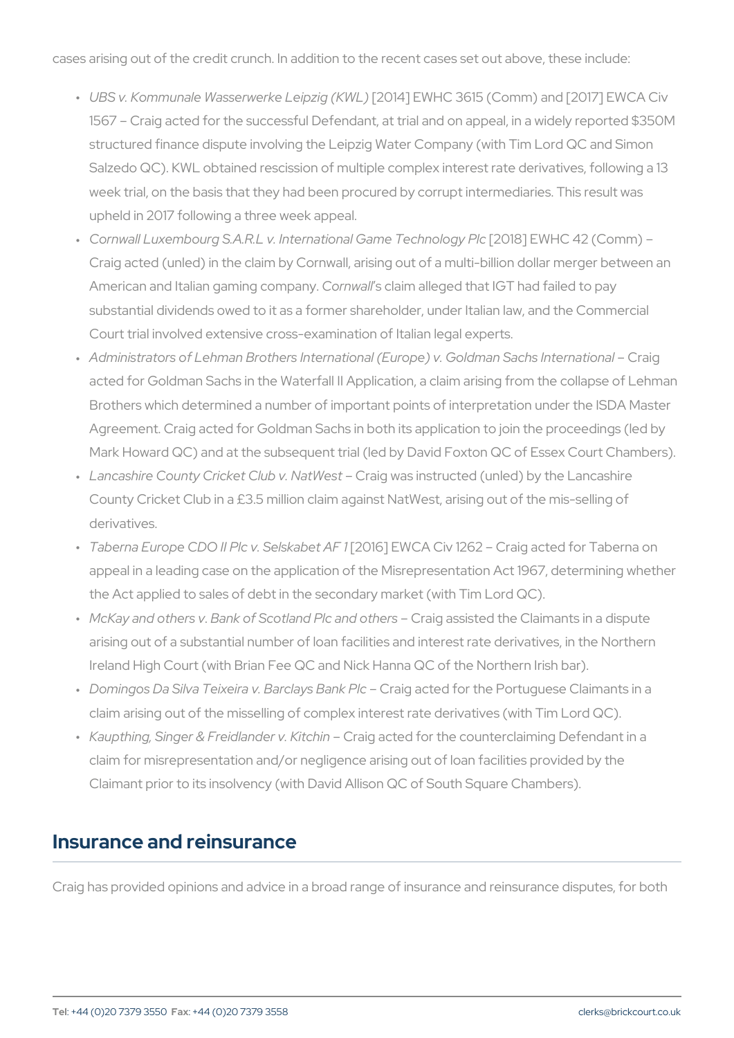cases arising out of the credit crunch. In addition to the recent cases set out above, these include:

- *UBS v. Kommunale Wasserwerke Leipzig (KWL)* [2014] EWHC 3615 (Comm) and [2017] EWCA Civ 1567 – Craig acted for the successful Defendant, at trial and on appeal, in a widely reported $350M structured finance dispute involving the Leipzig Water Company (with Tim Lord QC and Simon Salzedo QC). KWL obtained rescission of multiple complex interest rate derivatives, following a 13 week trial, on the basis that they had been procured by corrupt intermediaries. This result was upheld in 2017 following a three week appeal.
- *Cornwall Luxembourg S.A.R.L v. International Game Technology Plc* [2018] EWHC 42 (Comm) – Craig acted (unled) in the claim by Cornwall, arising out of a multi-billion dollar merger between an American and Italian gaming company. *Cornwall*'s claim alleged that IGT had failed to pay substantial dividends owed to it as a former shareholder, under Italian law, and the Commercial Court trial involved extensive cross-examination of Italian legal experts.
- *Administrators of Lehman Brothers International (Europe) v. Goldman Sachs International* – Craig acted for Goldman Sachs in the Waterfall II Application, a claim arising from the collapse of Lehman Brothers which determined a number of important points of interpretation under the ISDA Master Agreement. Craig acted for Goldman Sachs in both its application to join the proceedings (led by Mark Howard QC) and at the subsequent trial (led by David Foxton QC of Essex Court Chambers).
- *Lancashire County Cricket Club v. NatWest* – Craig was instructed (unled) by the Lancashire County Cricket Club in a £3.5 million claim against NatWest, arising out of the mis-selling of derivatives.
- *Taberna Europe CDO II Plc v. Selskabet AF 1* [2016] EWCA Civ 1262 – Craig acted for Taberna on appeal in a leading case on the application of the Misrepresentation Act 1967, determining whether the Act applied to sales of debt in the secondary market (with Tim Lord QC).
- *McKay and others v. Bank of Scotland Plc and others* – Craig assisted the Claimants in a dispute arising out of a substantial number of loan facilities and interest rate derivatives, in the Northern Ireland High Court (with Brian Fee QC and Nick Hanna QC of the Northern Irish bar).
- *Domingos Da Silva Teixeira v. Barclays Bank Plc* – Craig acted for the Portuguese Claimants in a claim arising out of the misselling of complex interest rate derivatives (with Tim Lord QC).
- *Kaupthing, Singer & Freidlander v. Kitchin* – Craig acted for the counterclaiming Defendant in a claim for misrepresentation and/or negligence arising out of loan facilities provided by the Claimant prior to its insolvency (with David Allison QC of South Square Chambers).

## Insurance and reinsurance

Craig has provided opinions and advice in a broad range of insurance and reinsurance disputes, for both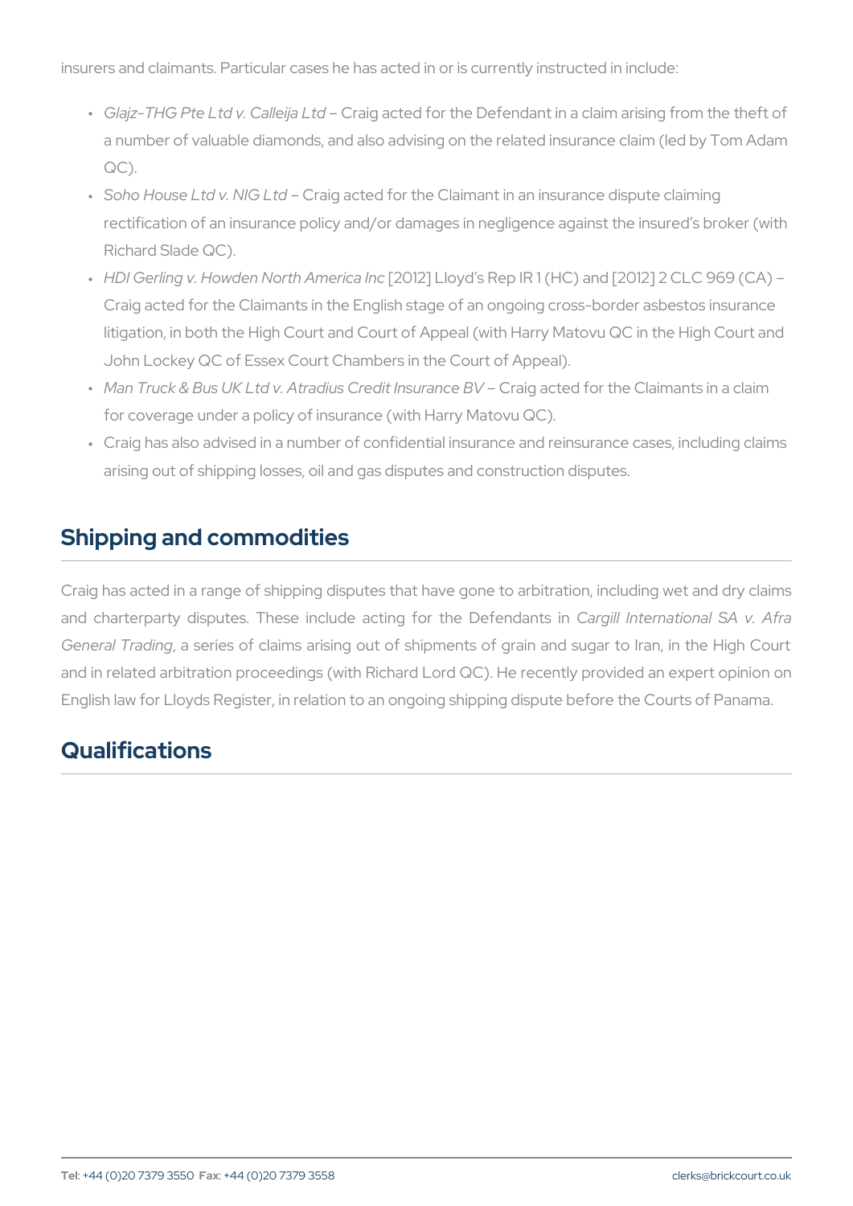insurers and claimants. Particular cases he has acted in or is currently instructed in include:

- *Glajz-THG Pte Ltd v. Calleija Ltd* – Craig acted for the Defendant in a claim arising from the theft of a number of valuable diamonds, and also advising on the related insurance claim (led by Tom Adam QC).
- *Soho House Ltd v. NIG Ltd* – Craig acted for the Claimant in an insurance dispute claiming rectification of an insurance policy and/or damages in negligence against the insured's broker (with Richard Slade QC).
- *HDI Gerling v. Howden North America Inc* [2012] Lloyd's Rep IR 1 (HC) and [2012] 2 CLC 969 (CA) – Craig acted for the Claimants in the English stage of an ongoing cross-border asbestos insurance litigation, in both the High Court and Court of Appeal (with Harry Matovu QC in the High Court and John Lockey QC of Essex Court Chambers in the Court of Appeal).
- *Man Truck & Bus UK Ltd v. Atradius Credit Insurance BV* – Craig acted for the Claimants in a claim for coverage under a policy of insurance (with Harry Matovu QC).
- Craig has also advised in a number of confidential insurance and reinsurance cases, including claims arising out of shipping losses, oil and gas disputes and construction disputes.

## Shipping and commodities

Craig has acted in a range of shipping disputes that have gone to arbitration, including wet and dry claims and charterparty disputes. These include acting for the Defendants in *Cargill International SA v. Afra General Trading*, a series of claims arising out of shipments of grain and sugar to Iran, in the High Court and in related arbitration proceedings (with Richard Lord QC). He recently provided an expert opinion on English law for Lloyds Register, in relation to an ongoing shipping dispute before the Courts of Panama.

## Qualifications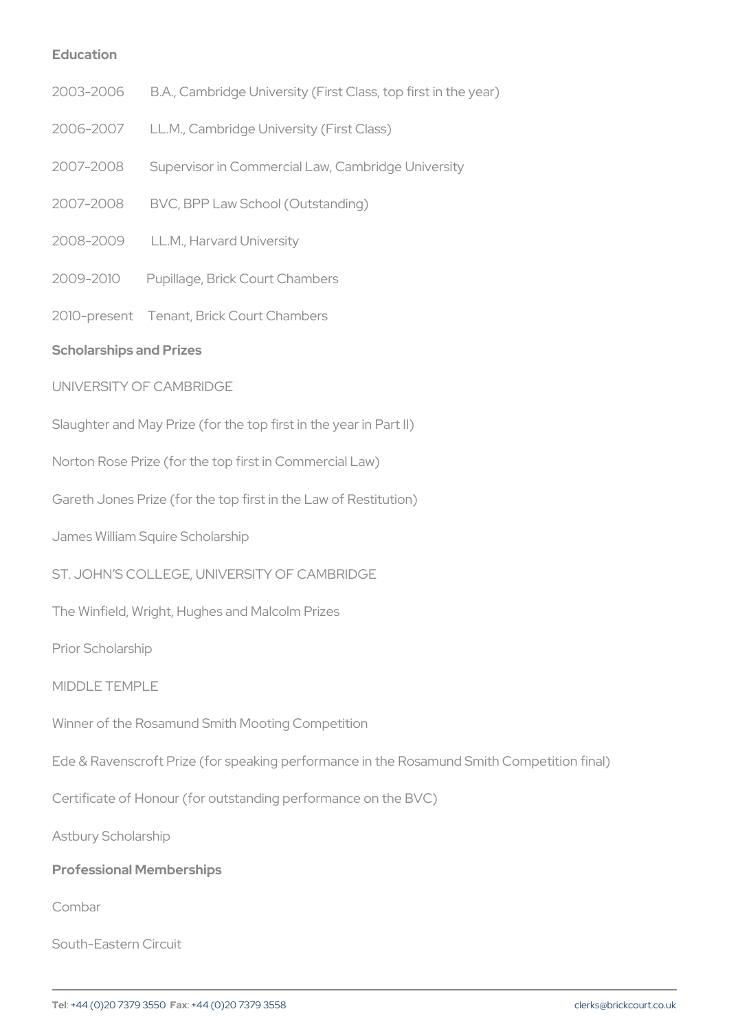## Education

2003–2006 B.A., Cambridge University (First Class, top first in the year)

2006–2007 LL.M., Cambridge University (First Class)

2007–2008 Supervisor in Commercial Law, Cambridge University

2007–2008 BVC, BPP Law School (Outstanding)

2008–2009 LL.M., Harvard University

2009–2010 Pupillage, Brick Court Chambers

2010–present Tenant, Brick Court Chambers

## Scholarships and Prizes

UNIVERSITY OF CAMBRIDGE

Slaughter and May Prize (for the top first in the year in Part II)

Norton Rose Prize (for the top first in Commercial Law)

Gareth Jones Prize (for the top first in the Law of Restitution)

James William Squire Scholarship

ST. JOHN'S COLLEGE, UNIVERSITY OF CAMBRIDGE

The Winfield, Wright, Hughes and Malcolm Prizes

Prior Scholarship

MIDDLE TEMPLE

Winner of the Rosamund Smith Mooting Competition

Ede & Ravenscroft Prize (for speaking performance in the Rosamund Smith Competition final)

Certificate of Honour (for outstanding performance on the BVC)

Astbury Scholarship

## Professional Memberships

Combar

South-Eastern Circuit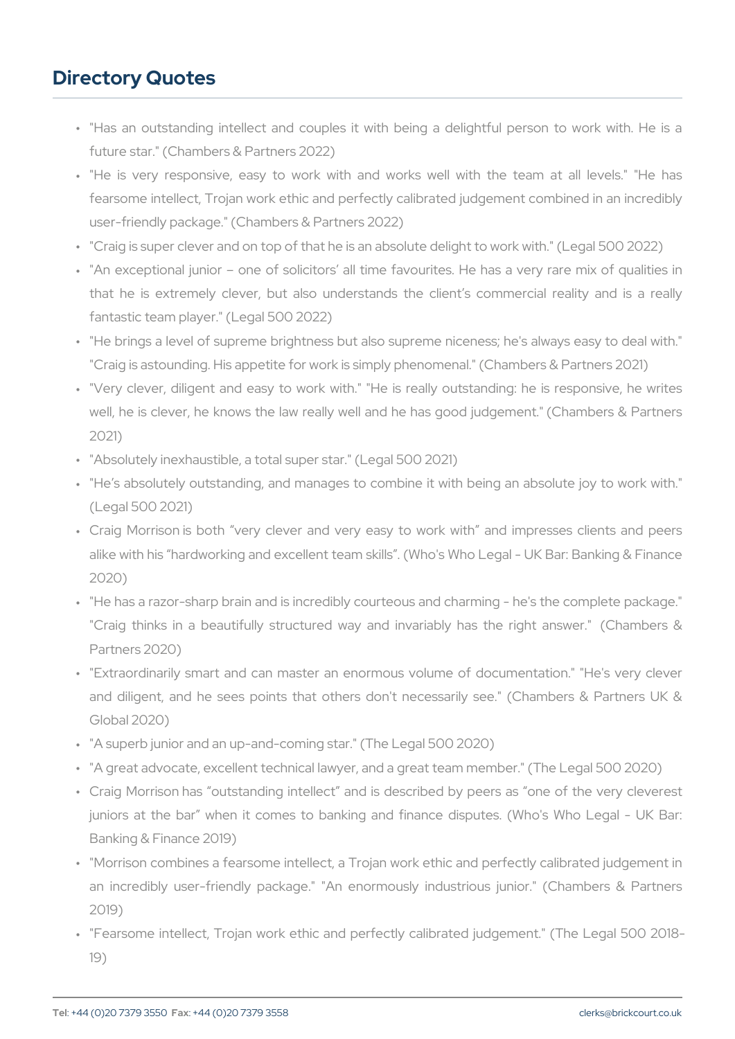## Directory Quotes

- "Has an outstanding intellect and couples it with being a delightful person to work with. He is a future star." (Chambers & Partners 2022)
- "He is very responsive, easy to work with and works well with the team at all levels." "He has fearsome intellect, Trojan work ethic and perfectly calibrated judgement combined in an incredibly user-friendly package." (Chambers & Partners 2022)
- "Craig is super clever and on top of that he is an absolute delight to work with." (Legal 500 2022)
- "An exceptional junior – one of solicitors' all time favourites. He has a very rare mix of qualities in that he is extremely clever, but also understands the client's commercial reality and is a really fantastic team player." (Legal 500 2022)
- "He brings a level of supreme brightness but also supreme niceness; he's always easy to deal with." "Craig is astounding. His appetite for work is simply phenomenal." (Chambers & Partners 2021)
- "Very clever, diligent and easy to work with." "He is really outstanding: he is responsive, he writes well, he is clever, he knows the law really well and he has good judgement." (Chambers & Partners 2021)
- "Absolutely inexhaustible, a total super star." (Legal 500 2021)
- "He's absolutely outstanding, and manages to combine it with being an absolute joy to work with." (Legal 500 2021)
- Craig Morrison is both "very clever and very easy to work with" and impresses clients and peers alike with his "hardworking and excellent team skills". (Who's Who Legal - UK Bar: Banking & Finance 2020)
- "He has a razor-sharp brain and is incredibly courteous and charming - he's the complete package." "Craig thinks in a beautifully structured way and invariably has the right answer." (Chambers & Partners 2020)
- "Extraordinarily smart and can master an enormous volume of documentation." "He's very clever and diligent, and he sees points that others don't necessarily see." (Chambers & Partners UK & Global 2020)
- "A superb junior and an up-and-coming star." (The Legal 500 2020)
- "A great advocate, excellent technical lawyer, and a great team member." (The Legal 500 2020)
- Craig Morrison has "outstanding intellect" and is described by peers as "one of the very cleverest juniors at the bar" when it comes to banking and finance disputes. (Who's Who Legal - UK Bar: Banking & Finance 2019)
- "Morrison combines a fearsome intellect, a Trojan work ethic and perfectly calibrated judgement in an incredibly user-friendly package." "An enormously industrious junior." (Chambers & Partners 2019)
- "Fearsome intellect, Trojan work ethic and perfectly calibrated judgement." (The Legal 500 2018-19)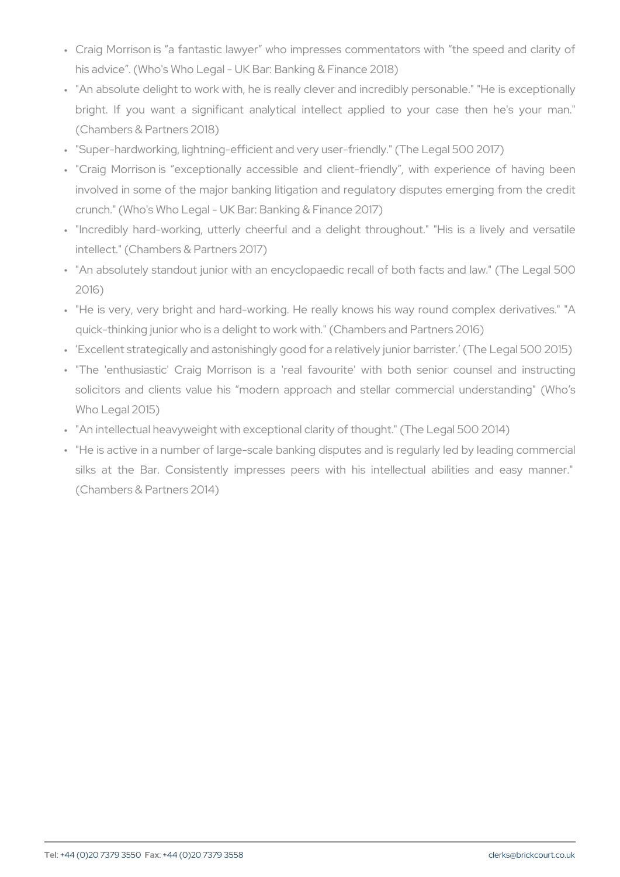- Craig Morrison is “a fantastic lawyer” who impresses commentators with “the speed and clarity of his advice”. (Who's Who Legal - UK Bar: Banking & Finance 2018)
- "An absolute delight to work with, he is really clever and incredibly personable." "He is exceptionally bright. If you want a significant analytical intellect applied to your case then he's your man." (Chambers & Partners 2018)
- "Super-hardworking, lightning-efficient and very user-friendly." (The Legal 500 2017)
- "Craig Morrison is “exceptionally accessible and client-friendly”, with experience of having been involved in some of the major banking litigation and regulatory disputes emerging from the credit crunch." (Who's Who Legal - UK Bar: Banking & Finance 2017)
- "Incredibly hard-working, utterly cheerful and a delight throughout." "His is a lively and versatile intellect." (Chambers & Partners 2017)
- "An absolutely standout junior with an encyclopaedic recall of both facts and law." (The Legal 500 2016)
- "He is very, very bright and hard-working. He really knows his way round complex derivatives." "A quick-thinking junior who is a delight to work with." (Chambers and Partners 2016)
- ‘Excellent strategically and astonishingly good for a relatively junior barrister.’ (The Legal 500 2015)
- "The 'enthusiastic' Craig Morrison is a 'real favourite' with both senior counsel and instructing solicitors and clients value his “modern approach and stellar commercial understanding" (Who’s Who Legal 2015)
- "An intellectual heavyweight with exceptional clarity of thought." (The Legal 500 2014)
- "He is active in a number of large-scale banking disputes and is regularly led by leading commercial silks at the Bar. Consistently impresses peers with his intellectual abilities and easy manner." (Chambers & Partners 2014)